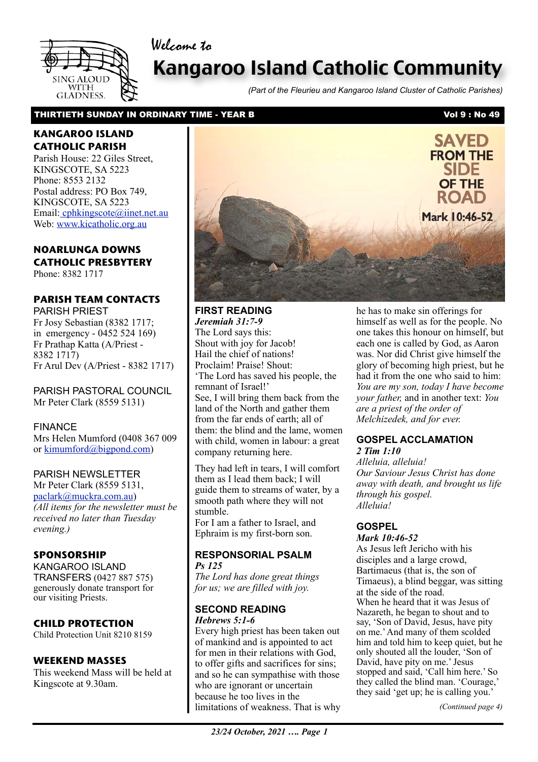Welcome to

# Kangaroo Island Catholic Community

*(Part of the Fleurieu and Kangaroo Island Cluster of Catholic Parishes)*

**THIRTIETH SUNDAY IN ORDINARY TIME - YEAR B** **Vol 9 : No 49**

## KANGAROO ISLAND CATHOLIC PARISH

Parish House: 22 Giles Street, KINGSCOTE, SA 5223
Phone: 8553 2132
Postal address: PO Box 749, KINGSCOTE, SA 5223
Email: cphkingscote@iinet.net.au
Web: www.kicatholic.org.au

## NOARLUNGA DOWNS CATHOLIC PRESBYTERY

Phone: 8382 1717

## PARISH TEAM CONTACTS

PARISH PRIEST
Fr Josy Sebastian (8382 1717; in emergency - 0452 524 169)
Fr Prathap Katta (A/Priest - 8382 1717)
Fr Arul Dev (A/Priest - 8382 1717)

PARISH PASTORAL COUNCIL
Mr Peter Clark (8559 5131)

FINANCE
Mrs Helen Mumford (0408 367 009 or kimumford@bigpond.com)

PARISH NEWSLETTER
Mr Peter Clark (8559 5131, paclark@muckra.com.au)
*(All items for the newsletter must be received no later than Tuesday evening.)*

## SPONSORSHIP

KANGAROO ISLAND TRANSFERS (0427 887 575) generously donate transport for our visiting Priests.

## CHILD PROTECTION

Child Protection Unit 8210 8159

## WEEKEND MASSES

This weekend Mass will be held at Kingscote at 9.30am.

SAVED FROM THE SIDE OF THE ROAD
Mark 10:46-52

## FIRST READING

***Jeremiah 31:7-9***

The Lord says this:
Shout with joy for Jacob!
Hail the chief of nations!
Proclaim! Praise! Shout:
'The Lord has saved his people, the remnant of Israel!'
See, I will bring them back from the land of the North and gather them from the far ends of earth; all of them: the blind and the lame, women with child, women in labour: a great company returning here.

They had left in tears, I will comfort them as I lead them back; I will guide them to streams of water, by a smooth path where they will not stumble.
For I am a father to Israel, and Ephraim is my first-born son.

## RESPONSORIAL PSALM

***Ps 125***

*The Lord has done great things for us; we are filled with joy.*

## SECOND READING

***Hebrews 5:1-6***

Every high priest has been taken out of mankind and is appointed to act for men in their relations with God, to offer gifts and sacrifices for sins; and so he can sympathise with those who are ignorant or uncertain because he too lives in the limitations of weakness. That is why he has to make sin offerings for himself as well as for the people. No one takes this honour on himself, but each one is called by God, as Aaron was. Nor did Christ give himself the glory of becoming high priest, but he had it from the one who said to him: *You are my son, today I have become your father,* and in another text: *You are a priest of the order of Melchizedek, and for ever.*

## GOSPEL ACCLAMATION

***2 Tim 1:10***

*Alleluia, alleluia!*
*Our Saviour Jesus Christ has done away with death, and brought us life through his gospel.*
*Alleluia!*

## GOSPEL

***Mark 10:46-52***

As Jesus left Jericho with his disciples and a large crowd, Bartimaeus (that is, the son of Timaeus), a blind beggar, was sitting at the side of the road.
When he heard that it was Jesus of Nazareth, he began to shout and to say, 'Son of David, Jesus, have pity on me.' And many of them scolded him and told him to keep quiet, but he only shouted all the louder, 'Son of David, have pity on me.' Jesus stopped and said, 'Call him here.' So they called the blind man. 'Courage,' they said 'get up; he is calling you.'

*(Continued page 4)*

*23/24 October, 2021*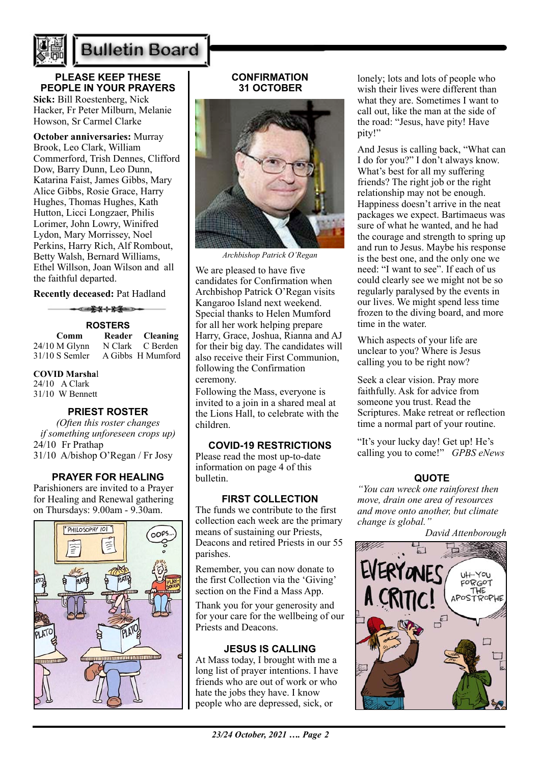# Bulletin Board

## PLEASE KEEP THESE PEOPLE IN YOUR PRAYERS

**Sick:** Bill Roestenberg, Nick Hacker, Fr Peter Milburn, Melanie Howson, Sr Carmel Clarke

**October anniversaries:** Murray Brook, Leo Clark, William Commerford, Trish Dennes, Clifford Dow, Barry Dunn, Leo Dunn, Katarina Faist, James Gibbs, Mary Alice Gibbs, Rosie Grace, Harry Hughes, Thomas Hughes, Kath Hutton, Licci Longzaer, Philis Lorimer, John Lowry, Winifred Lydon, Mary Morrissey, Noel Perkins, Harry Rich, Alf Rombout, Betty Walsh, Bernard Williams, Ethel Willson, Joan Wilson and all the faithful departed.

**Recently deceased:** Pat Hadland

## ROSTERS

| | Comm | Reader | Cleaning |
|---|---|---|---|
| 24/10 | M Glynn | N Clark | C Berden |
| 31/10 | S Semler | A Gibbs | H Mumford |

**COVID Marshal**

24/10 A Clark
31/10 W Bennett

## PRIEST ROSTER

*(Often this roster changes if something unforeseen crops up)*

24/10 Fr Prathap
31/10 A/bishop O'Regan / Fr Josy

## PRAYER FOR HEALING

Parishioners are invited to a Prayer for Healing and Renewal gathering on Thursdays: 9.00am - 9.30am.

## CONFIRMATION 31 OCTOBER

*Archbishop Patrick O'Regan*

We are pleased to have five candidates for Confirmation when Archbishop Patrick O'Regan visits Kangaroo Island next weekend. Special thanks to Helen Mumford for all her work helping prepare Harry, Grace, Joshua, Rianna and AJ for their big day. The candidates will also receive their First Communion, following the Confirmation ceremony.

Following the Mass, everyone is invited to a join in a shared meal at the Lions Hall, to celebrate with the children.

## COVID-19 RESTRICTIONS

Please read the most up-to-date information on page 4 of this bulletin.

## FIRST COLLECTION

The funds we contribute to the first collection each week are the primary means of sustaining our Priests, Deacons and retired Priests in our 55 parishes.

Remember, you can now donate to the first Collection via the 'Giving' section on the Find a Mass App.

Thank you for your generosity and for your care for the wellbeing of our Priests and Deacons.

## JESUS IS CALLING

At Mass today, I brought with me a long list of prayer intentions. I have friends who are out of work or who hate the jobs they have. I know people who are depressed, sick, or lonely; lots and lots of people who wish their lives were different than what they are. Sometimes I want to call out, like the man at the side of the road: "Jesus, have pity! Have pity!"

And Jesus is calling back, "What can I do for you?" I don't always know. What's best for all my suffering friends? The right job or the right relationship may not be enough. Happiness doesn't arrive in the neat packages we expect. Bartimaeus was sure of what he wanted, and he had the courage and strength to spring up and run to Jesus. Maybe his response is the best one, and the only one we need: "I want to see". If each of us could clearly see we might not be so regularly paralysed by the events in our lives. We might spend less time frozen to the diving board, and more time in the water.

Which aspects of your life are unclear to you? Where is Jesus calling you to be right now?

Seek a clear vision. Pray more faithfully. Ask for advice from someone you trust. Read the Scriptures. Make retreat or reflection time a normal part of your routine.

"It's your lucky day! Get up! He's calling you to come!" *GPBS eNews*

## QUOTE

*"You can wreck one rainforest then move, drain one area of resources and move onto another, but climate change is global."*

*David Attenborough*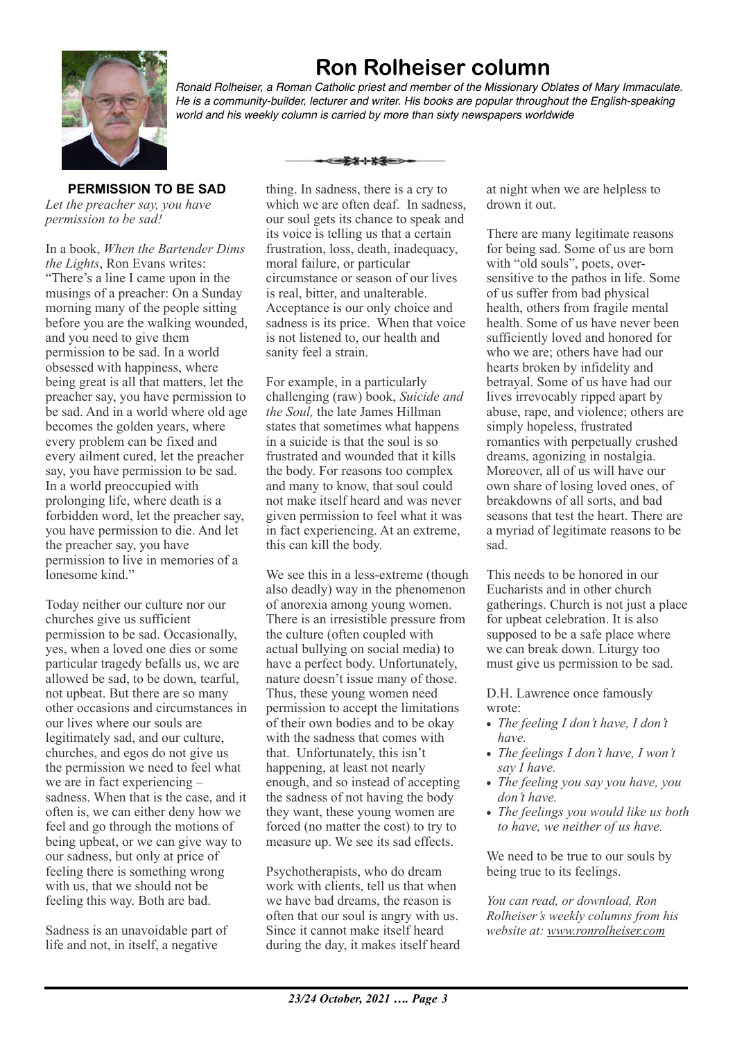# Ron Rolheiser column

*Ronald Rolheiser, a Roman Catholic priest and member of the Missionary Oblates of Mary Immaculate. He is a community-builder, lecturer and writer. His books are popular throughout the English-speaking world and his weekly column is carried by more than sixty newspapers worldwide*

## PERMISSION TO BE SAD

*Let the preacher say, you have permission to be sad!*

In a book, *When the Bartender Dims the Lights*, Ron Evans writes: "There's a line I came upon in the musings of a preacher: On a Sunday morning many of the people sitting before you are the walking wounded, and you need to give them permission to be sad. In a world obsessed with happiness, where being great is all that matters, let the preacher say, you have permission to be sad. And in a world where old age becomes the golden years, where every problem can be fixed and every ailment cured, let the preacher say, you have permission to be sad. In a world preoccupied with prolonging life, where death is a forbidden word, let the preacher say, you have permission to die. And let the preacher say, you have permission to live in memories of a lonesome kind."

Today neither our culture nor our churches give us sufficient permission to be sad. Occasionally, yes, when a loved one dies or some particular tragedy befalls us, we are allowed be sad, to be down, tearful, not upbeat. But there are so many other occasions and circumstances in our lives where our souls are legitimately sad, and our culture, churches, and egos do not give us the permission we need to feel what we are in fact experiencing – sadness. When that is the case, and it often is, we can either deny how we feel and go through the motions of being upbeat, or we can give way to our sadness, but only at price of feeling there is something wrong with us, that we should not be feeling this way. Both are bad.

Sadness is an unavoidable part of life and not, in itself, a negative thing. In sadness, there is a cry to which we are often deaf. In sadness, our soul gets its chance to speak and its voice is telling us that a certain frustration, loss, death, inadequacy, moral failure, or particular circumstance or season of our lives is real, bitter, and unalterable. Acceptance is our only choice and sadness is its price. When that voice is not listened to, our health and sanity feel a strain.

For example, in a particularly challenging (raw) book, *Suicide and the Soul,* the late James Hillman states that sometimes what happens in a suicide is that the soul is so frustrated and wounded that it kills the body. For reasons too complex and many to know, that soul could not make itself heard and was never given permission to feel what it was in fact experiencing. At an extreme, this can kill the body.

We see this in a less-extreme (though also deadly) way in the phenomenon of anorexia among young women. There is an irresistible pressure from the culture (often coupled with actual bullying on social media) to have a perfect body. Unfortunately, nature doesn't issue many of those. Thus, these young women need permission to accept the limitations of their own bodies and to be okay with the sadness that comes with that. Unfortunately, this isn't happening, at least not nearly enough, and so instead of accepting the sadness of not having the body they want, these young women are forced (no matter the cost) to try to measure up. We see its sad effects.

Psychotherapists, who do dream work with clients, tell us that when we have bad dreams, the reason is often that our soul is angry with us. Since it cannot make itself heard during the day, it makes itself heard at night when we are helpless to drown it out.

There are many legitimate reasons for being sad. Some of us are born with "old souls", poets, over-sensitive to the pathos in life. Some of us suffer from bad physical health, others from fragile mental health. Some of us have never been sufficiently loved and honored for who we are; others have had our hearts broken by infidelity and betrayal. Some of us have had our lives irrevocably ripped apart by abuse, rape, and violence; others are simply hopeless, frustrated romantics with perpetually crushed dreams, agonizing in nostalgia. Moreover, all of us will have our own share of losing loved ones, of breakdowns of all sorts, and bad seasons that test the heart. There are a myriad of legitimate reasons to be sad.

This needs to be honored in our Eucharists and in other church gatherings. Church is not just a place for upbeat celebration. It is also supposed to be a safe place where we can break down. Liturgy too must give us permission to be sad.

D.H. Lawrence once famously wrote:

- *The feeling I don't have, I don't have.*
- *The feelings I don't have, I won't say I have.*
- *The feeling you say you have, you don't have.*
- *The feelings you would like us both to have, we neither of us have.*

We need to be true to our souls by being true to its feelings.

*You can read, or download, Ron Rolheiser's weekly columns from his website at: www.ronrolheiser.com*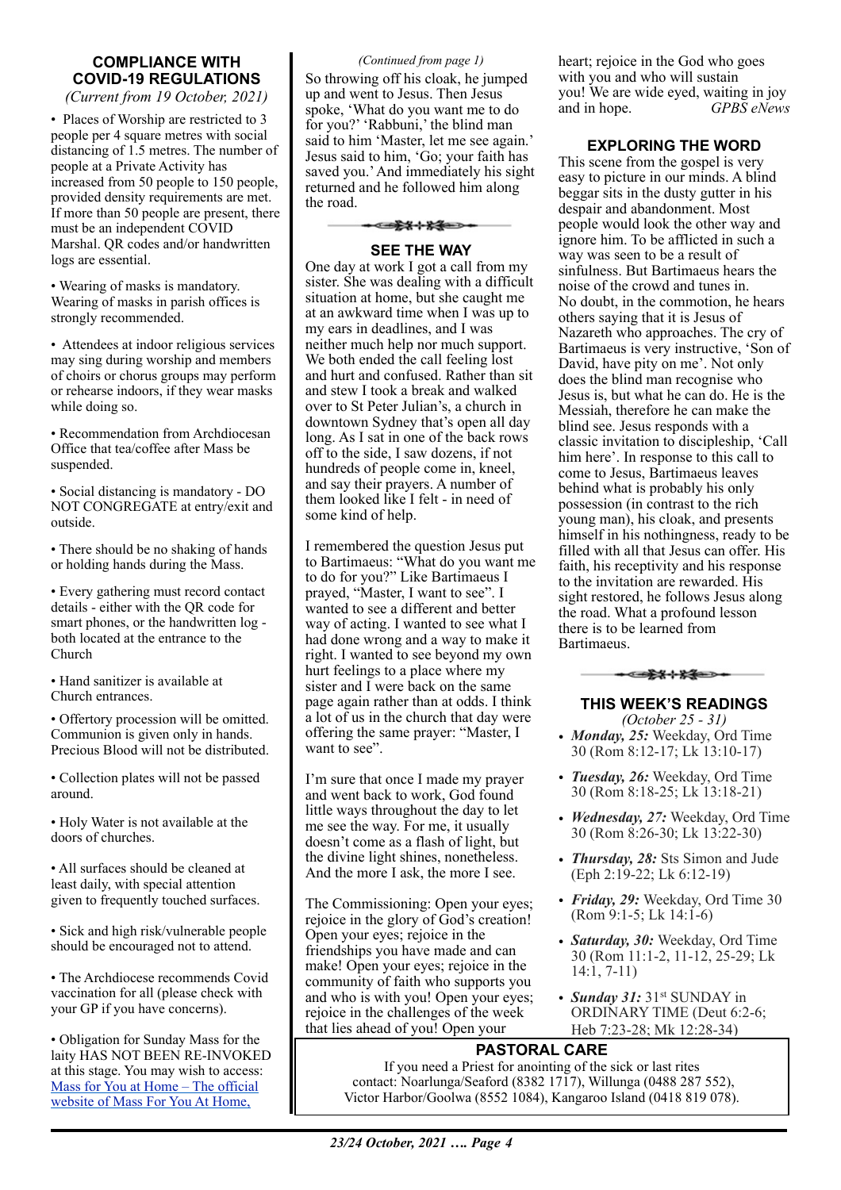## COMPLIANCE WITH COVID-19 REGULATIONS

*(Current from 19 October, 2021)*

• Places of Worship are restricted to 3 people per 4 square metres with social distancing of 1.5 metres. The number of people at a Private Activity has increased from 50 people to 150 people, provided density requirements are met. If more than 50 people are present, there must be an independent COVID Marshal. QR codes and/or handwritten logs are essential.

• Wearing of masks is mandatory. Wearing of masks in parish offices is strongly recommended.

• Attendees at indoor religious services may sing during worship and members of choirs or chorus groups may perform or rehearse indoors, if they wear masks while doing so.

• Recommendation from Archdiocesan Office that tea/coffee after Mass be suspended.

• Social distancing is mandatory - DO NOT CONGREGATE at entry/exit and outside.

• There should be no shaking of hands or holding hands during the Mass.

• Every gathering must record contact details - either with the QR code for smart phones, or the handwritten log - both located at the entrance to the Church

• Hand sanitizer is available at Church entrances.

• Offertory procession will be omitted. Communion is given only in hands. Precious Blood will not be distributed.

• Collection plates will not be passed around.

• Holy Water is not available at the doors of churches.

• All surfaces should be cleaned at least daily, with special attention given to frequently touched surfaces.

• Sick and high risk/vulnerable people should be encouraged not to attend.

• The Archdiocese recommends Covid vaccination for all (please check with your GP if you have concerns).

• Obligation for Sunday Mass for the laity HAS NOT BEEN RE-INVOKED at this stage. You may wish to access: Mass for You at Home – The official website of Mass For You At Home,

*(Continued from page 1)*

So throwing off his cloak, he jumped up and went to Jesus. Then Jesus spoke, 'What do you want me to do for you?' 'Rabbuni,' the blind man said to him 'Master, let me see again.' Jesus said to him, 'Go; your faith has saved you.' And immediately his sight returned and he followed him along the road.

## SEE THE WAY

One day at work I got a call from my sister. She was dealing with a difficult situation at home, but she caught me at an awkward time when I was up to my ears in deadlines, and I was neither much help nor much support. We both ended the call feeling lost and hurt and confused. Rather than sit and stew I took a break and walked over to St Peter Julian's, a church in downtown Sydney that's open all day long. As I sat in one of the back rows off to the side, I saw dozens, if not hundreds of people come in, kneel, and say their prayers. A number of them looked like I felt - in need of some kind of help.

I remembered the question Jesus put to Bartimaeus: "What do you want me to do for you?" Like Bartimaeus I prayed, "Master, I want to see". I wanted to see a different and better way of acting. I wanted to see what I had done wrong and a way to make it right. I wanted to see beyond my own hurt feelings to a place where my sister and I were back on the same page again rather than at odds. I think a lot of us in the church that day were offering the same prayer: "Master, I want to see".

I'm sure that once I made my prayer and went back to work, God found little ways throughout the day to let me see the way. For me, it usually doesn't come as a flash of light, but the divine light shines, nonetheless. And the more I ask, the more I see.

The Commissioning: Open your eyes; rejoice in the glory of God's creation! Open your eyes; rejoice in the friendships you have made and can make! Open your eyes; rejoice in the community of faith who supports you and who is with you! Open your eyes; rejoice in the challenges of the week that lies ahead of you! Open your heart; rejoice in the God who goes with you and who will sustain you! We are wide eyed, waiting in joy and in hope. *GPBS eNews*

## EXPLORING THE WORD

This scene from the gospel is very easy to picture in our minds. A blind beggar sits in the dusty gutter in his despair and abandonment. Most people would look the other way and ignore him. To be afflicted in such a way was seen to be a result of sinfulness. But Bartimaeus hears the noise of the crowd and tunes in. No doubt, in the commotion, he hears others saying that it is Jesus of Nazareth who approaches. The cry of Bartimaeus is very instructive, 'Son of David, have pity on me'. Not only does the blind man recognise who Jesus is, but what he can do. He is the Messiah, therefore he can make the blind see. Jesus responds with a classic invitation to discipleship, 'Call him here'. In response to this call to come to Jesus, Bartimaeus leaves behind what is probably his only possession (in contrast to the rich young man), his cloak, and presents himself in his nothingness, ready to be filled with all that Jesus can offer. His faith, his receptivity and his response to the invitation are rewarded. His sight restored, he follows Jesus along the road. What a profound lesson there is to be learned from Bartimaeus.

## THIS WEEK'S READINGS

*(October 25 - 31)*

- ***Monday, 25:*** Weekday, Ord Time 30 (Rom 8:12-17; Lk 13:10-17)
- ***Tuesday, 26:*** Weekday, Ord Time 30 (Rom 8:18-25; Lk 13:18-21)
- ***Wednesday, 27:*** Weekday, Ord Time 30 (Rom 8:26-30; Lk 13:22-30)
- ***Thursday, 28:*** Sts Simon and Jude (Eph 2:19-22; Lk 6:12-19)
- ***Friday, 29:*** Weekday, Ord Time 30 (Rom 9:1-5; Lk 14:1-6)
- ***Saturday, 30:*** Weekday, Ord Time 30 (Rom 11:1-2, 11-12, 25-29; Lk 14:1, 7-11)
- ***Sunday 31:*** 31st SUNDAY in ORDINARY TIME (Deut 6:2-6; Heb 7:23-28; Mk 12:28-34)

## PASTORAL CARE

If you need a Priest for anointing of the sick or last rites contact: Noarlunga/Seaford (8382 1717), Willunga (0488 287 552), Victor Harbor/Goolwa (8552 1084), Kangaroo Island (0418 819 078).